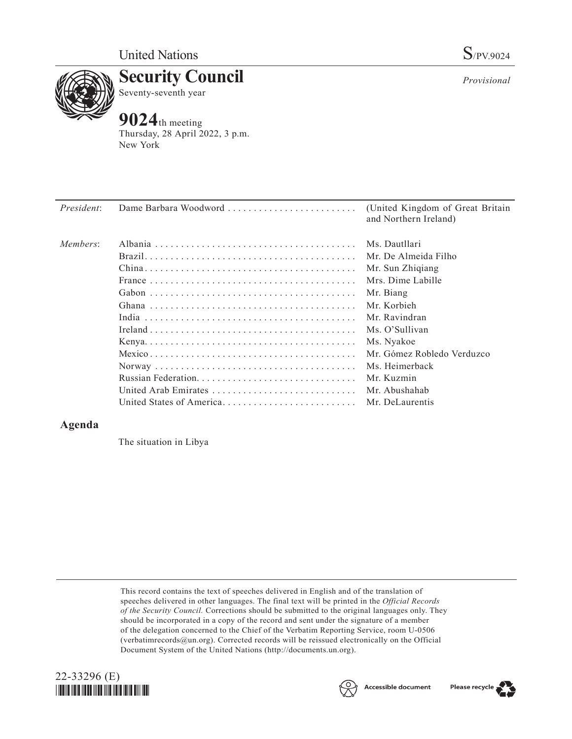United Nations S/PV.9024

# Security Council

Seventy-seventh year

*Provisional*

## 9024th meeting

Thursday, 28 April 2022, 3 p.m.
New York

| | | |
|---|---|---|
| *President*: | Dame Barbara Woodward | (United Kingdom of Great Britain and Northern Ireland) |
| *Members*: | Albania | Ms. Dautllari |
| | Brazil | Mr. De Almeida Filho |
| | China | Mr. Sun Zhiqiang |
| | France | Mrs. Dime Labille |
| | Gabon | Mr. Biang |
| | Ghana | Mr. Korbieh |
| | India | Mr. Ravindran |
| | Ireland | Ms. O'Sullivan |
| | Kenya | Ms. Nyakoe |
| | Mexico | Mr. Gómez Robledo Verduzco |
| | Norway | Ms. Heimerback |
| | Russian Federation | Mr. Kuzmin |
| | United Arab Emirates | Mr. Abushahab |
| | United States of America | Mr. DeLaurentis |

## Agenda

The situation in Libya

This record contains the text of speeches delivered in English and of the translation of speeches delivered in other languages. The final text will be printed in the *Official Records of the Security Council.* Corrections should be submitted to the original languages only. They should be incorporated in a copy of the record and sent under the signature of a member of the delegation concerned to the Chief of the Verbatim Reporting Service, room U-0506 (verbatimrecords@un.org). Corrected records will be reissued electronically on the Official Document System of the United Nations (http://documents.un.org).

22-33296 (E)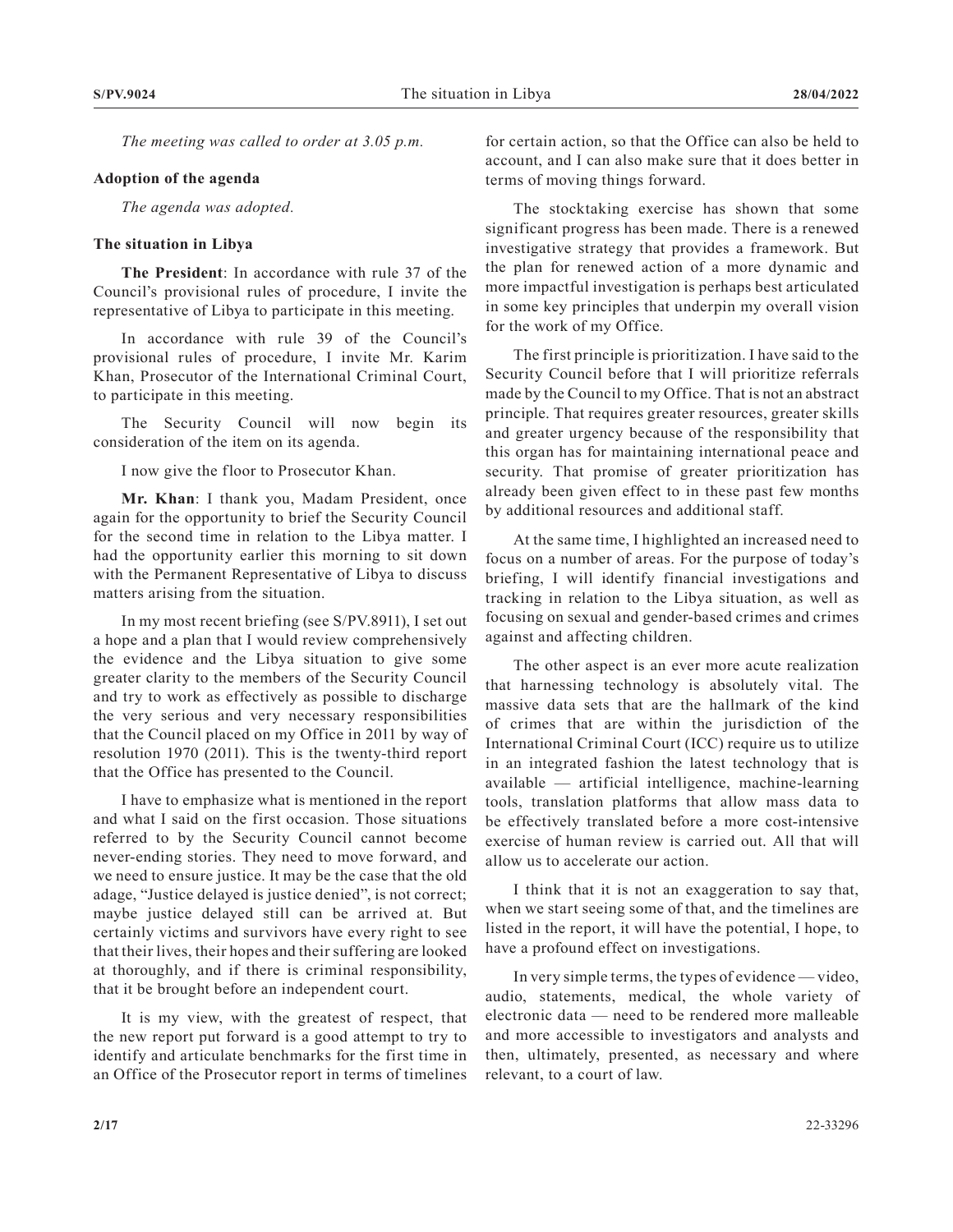*The meeting was called to order at 3.05 p.m.*

**Adoption of the agenda**

*The agenda was adopted.*

**The situation in Libya**

**The President**: In accordance with rule 37 of the Council's provisional rules of procedure, I invite the representative of Libya to participate in this meeting.

In accordance with rule 39 of the Council's provisional rules of procedure, I invite Mr. Karim Khan, Prosecutor of the International Criminal Court, to participate in this meeting.

The Security Council will now begin its consideration of the item on its agenda.

I now give the floor to Prosecutor Khan.

**Mr. Khan**: I thank you, Madam President, once again for the opportunity to brief the Security Council for the second time in relation to the Libya matter. I had the opportunity earlier this morning to sit down with the Permanent Representative of Libya to discuss matters arising from the situation.

In my most recent briefing (see S/PV.8911), I set out a hope and a plan that I would review comprehensively the evidence and the Libya situation to give some greater clarity to the members of the Security Council and try to work as effectively as possible to discharge the very serious and very necessary responsibilities that the Council placed on my Office in 2011 by way of resolution 1970 (2011). This is the twenty-third report that the Office has presented to the Council.

I have to emphasize what is mentioned in the report and what I said on the first occasion. Those situations referred to by the Security Council cannot become never-ending stories. They need to move forward, and we need to ensure justice. It may be the case that the old adage, "Justice delayed is justice denied", is not correct; maybe justice delayed still can be arrived at. But certainly victims and survivors have every right to see that their lives, their hopes and their suffering are looked at thoroughly, and if there is criminal responsibility, that it be brought before an independent court.

It is my view, with the greatest of respect, that the new report put forward is a good attempt to try to identify and articulate benchmarks for the first time in an Office of the Prosecutor report in terms of timelines for certain action, so that the Office can also be held to account, and I can also make sure that it does better in terms of moving things forward.

The stocktaking exercise has shown that some significant progress has been made. There is a renewed investigative strategy that provides a framework. But the plan for renewed action of a more dynamic and more impactful investigation is perhaps best articulated in some key principles that underpin my overall vision for the work of my Office.

The first principle is prioritization. I have said to the Security Council before that I will prioritize referrals made by the Council to my Office. That is not an abstract principle. That requires greater resources, greater skills and greater urgency because of the responsibility that this organ has for maintaining international peace and security. That promise of greater prioritization has already been given effect to in these past few months by additional resources and additional staff.

At the same time, I highlighted an increased need to focus on a number of areas. For the purpose of today's briefing, I will identify financial investigations and tracking in relation to the Libya situation, as well as focusing on sexual and gender-based crimes and crimes against and affecting children.

The other aspect is an ever more acute realization that harnessing technology is absolutely vital. The massive data sets that are the hallmark of the kind of crimes that are within the jurisdiction of the International Criminal Court (ICC) require us to utilize in an integrated fashion the latest technology that is available — artificial intelligence, machine-learning tools, translation platforms that allow mass data to be effectively translated before a more cost-intensive exercise of human review is carried out. All that will allow us to accelerate our action.

I think that it is not an exaggeration to say that, when we start seeing some of that, and the timelines are listed in the report, it will have the potential, I hope, to have a profound effect on investigations.

In very simple terms, the types of evidence — video, audio, statements, medical, the whole variety of electronic data — need to be rendered more malleable and more accessible to investigators and analysts and then, ultimately, presented, as necessary and where relevant, to a court of law.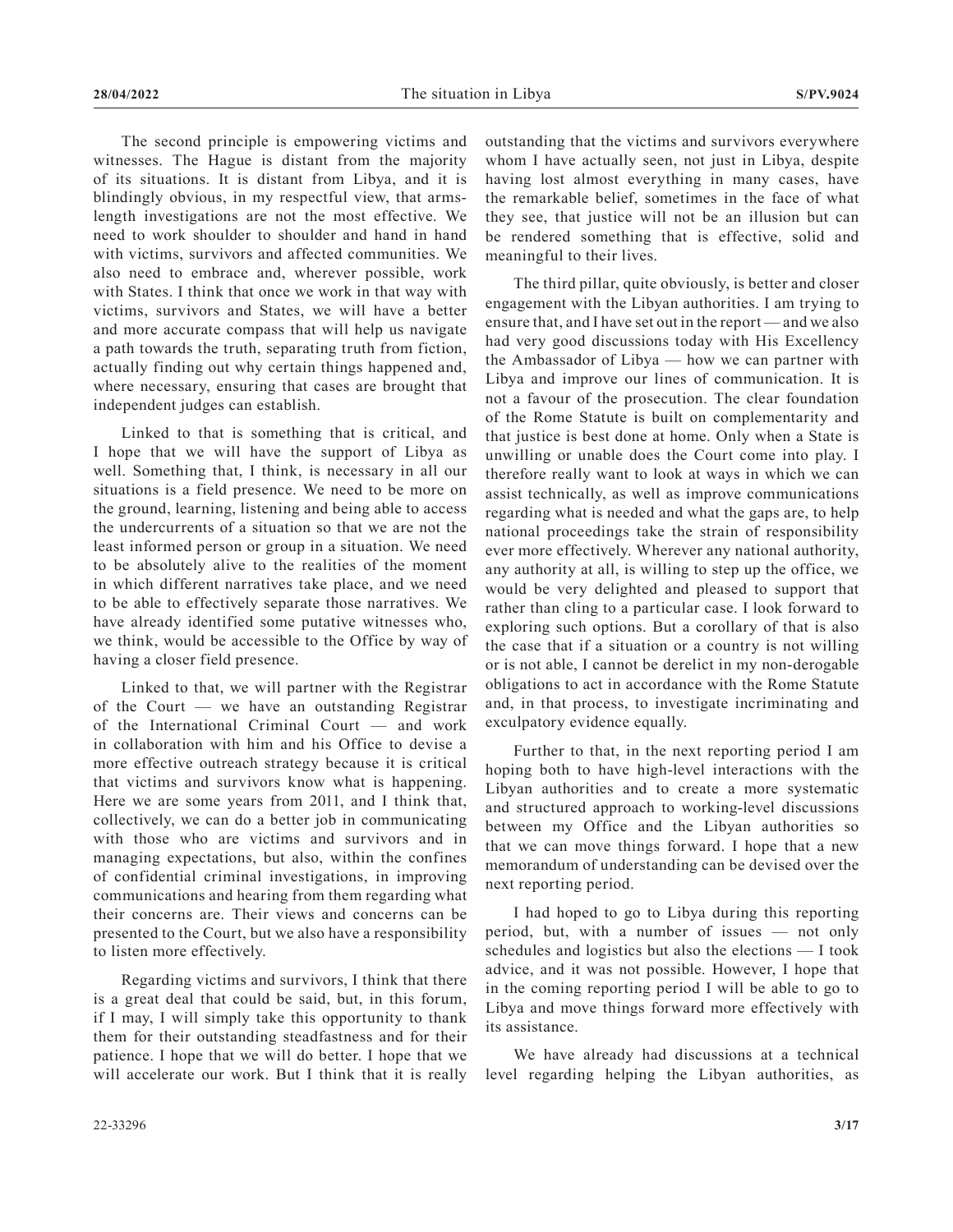The second principle is empowering victims and witnesses. The Hague is distant from the majority of its situations. It is distant from Libya, and it is blindingly obvious, in my respectful view, that arms-length investigations are not the most effective. We need to work shoulder to shoulder and hand in hand with victims, survivors and affected communities. We also need to embrace and, wherever possible, work with States. I think that once we work in that way with victims, survivors and States, we will have a better and more accurate compass that will help us navigate a path towards the truth, separating truth from fiction, actually finding out why certain things happened and, where necessary, ensuring that cases are brought that independent judges can establish.

Linked to that is something that is critical, and I hope that we will have the support of Libya as well. Something that, I think, is necessary in all our situations is a field presence. We need to be more on the ground, learning, listening and being able to access the undercurrents of a situation so that we are not the least informed person or group in a situation. We need to be absolutely alive to the realities of the moment in which different narratives take place, and we need to be able to effectively separate those narratives. We have already identified some putative witnesses who, we think, would be accessible to the Office by way of having a closer field presence.

Linked to that, we will partner with the Registrar of the Court — we have an outstanding Registrar of the International Criminal Court — and work in collaboration with him and his Office to devise a more effective outreach strategy because it is critical that victims and survivors know what is happening. Here we are some years from 2011, and I think that, collectively, we can do a better job in communicating with those who are victims and survivors and in managing expectations, but also, within the confines of confidential criminal investigations, in improving communications and hearing from them regarding what their concerns are. Their views and concerns can be presented to the Court, but we also have a responsibility to listen more effectively.

Regarding victims and survivors, I think that there is a great deal that could be said, but, in this forum, if I may, I will simply take this opportunity to thank them for their outstanding steadfastness and for their patience. I hope that we will do better. I hope that we will accelerate our work. But I think that it is really outstanding that the victims and survivors everywhere whom I have actually seen, not just in Libya, despite having lost almost everything in many cases, have the remarkable belief, sometimes in the face of what they see, that justice will not be an illusion but can be rendered something that is effective, solid and meaningful to their lives.

The third pillar, quite obviously, is better and closer engagement with the Libyan authorities. I am trying to ensure that, and I have set out in the report — and we also had very good discussions today with His Excellency the Ambassador of Libya — how we can partner with Libya and improve our lines of communication. It is not a favour of the prosecution. The clear foundation of the Rome Statute is built on complementarity and that justice is best done at home. Only when a State is unwilling or unable does the Court come into play. I therefore really want to look at ways in which we can assist technically, as well as improve communications regarding what is needed and what the gaps are, to help national proceedings take the strain of responsibility ever more effectively. Wherever any national authority, any authority at all, is willing to step up the office, we would be very delighted and pleased to support that rather than cling to a particular case. I look forward to exploring such options. But a corollary of that is also the case that if a situation or a country is not willing or is not able, I cannot be derelict in my non-derogable obligations to act in accordance with the Rome Statute and, in that process, to investigate incriminating and exculpatory evidence equally.

Further to that, in the next reporting period I am hoping both to have high-level interactions with the Libyan authorities and to create a more systematic and structured approach to working-level discussions between my Office and the Libyan authorities so that we can move things forward. I hope that a new memorandum of understanding can be devised over the next reporting period.

I had hoped to go to Libya during this reporting period, but, with a number of issues — not only schedules and logistics but also the elections — I took advice, and it was not possible. However, I hope that in the coming reporting period I will be able to go to Libya and move things forward more effectively with its assistance.

We have already had discussions at a technical level regarding helping the Libyan authorities, as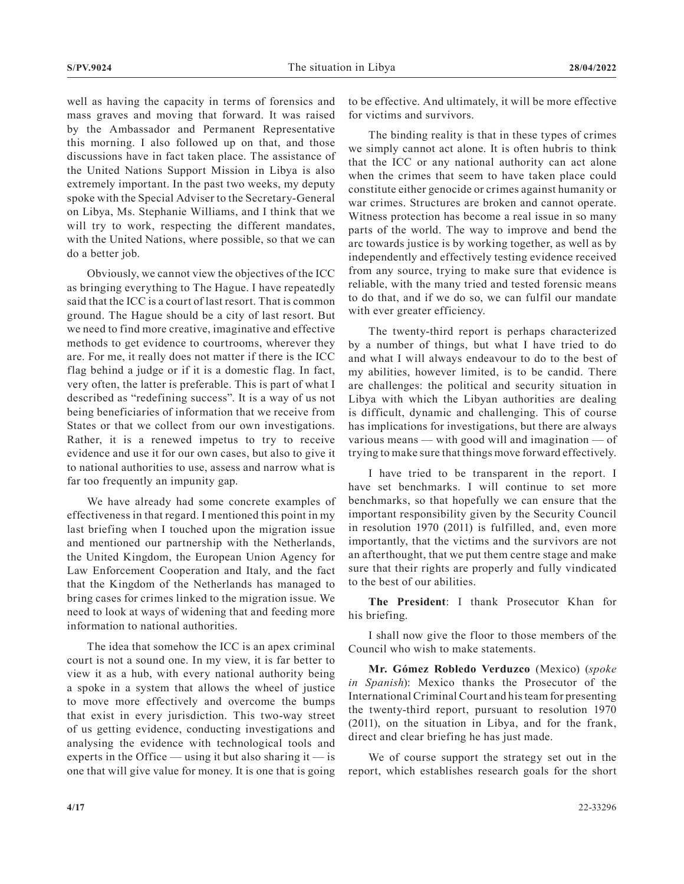well as having the capacity in terms of forensics and mass graves and moving that forward. It was raised by the Ambassador and Permanent Representative this morning. I also followed up on that, and those discussions have in fact taken place. The assistance of the United Nations Support Mission in Libya is also extremely important. In the past two weeks, my deputy spoke with the Special Adviser to the Secretary-General on Libya, Ms. Stephanie Williams, and I think that we will try to work, respecting the different mandates, with the United Nations, where possible, so that we can do a better job.

Obviously, we cannot view the objectives of the ICC as bringing everything to The Hague. I have repeatedly said that the ICC is a court of last resort. That is common ground. The Hague should be a city of last resort. But we need to find more creative, imaginative and effective methods to get evidence to courtrooms, wherever they are. For me, it really does not matter if there is the ICC flag behind a judge or if it is a domestic flag. In fact, very often, the latter is preferable. This is part of what I described as "redefining success". It is a way of us not being beneficiaries of information that we receive from States or that we collect from our own investigations. Rather, it is a renewed impetus to try to receive evidence and use it for our own cases, but also to give it to national authorities to use, assess and narrow what is far too frequently an impunity gap.

We have already had some concrete examples of effectiveness in that regard. I mentioned this point in my last briefing when I touched upon the migration issue and mentioned our partnership with the Netherlands, the United Kingdom, the European Union Agency for Law Enforcement Cooperation and Italy, and the fact that the Kingdom of the Netherlands has managed to bring cases for crimes linked to the migration issue. We need to look at ways of widening that and feeding more information to national authorities.

The idea that somehow the ICC is an apex criminal court is not a sound one. In my view, it is far better to view it as a hub, with every national authority being a spoke in a system that allows the wheel of justice to move more effectively and overcome the bumps that exist in every jurisdiction. This two-way street of us getting evidence, conducting investigations and analysing the evidence with technological tools and experts in the Office — using it but also sharing it — is one that will give value for money. It is one that is going to be effective. And ultimately, it will be more effective for victims and survivors.

The binding reality is that in these types of crimes we simply cannot act alone. It is often hubris to think that the ICC or any national authority can act alone when the crimes that seem to have taken place could constitute either genocide or crimes against humanity or war crimes. Structures are broken and cannot operate. Witness protection has become a real issue in so many parts of the world. The way to improve and bend the arc towards justice is by working together, as well as by independently and effectively testing evidence received from any source, trying to make sure that evidence is reliable, with the many tried and tested forensic means to do that, and if we do so, we can fulfil our mandate with ever greater efficiency.

The twenty-third report is perhaps characterized by a number of things, but what I have tried to do and what I will always endeavour to do to the best of my abilities, however limited, is to be candid. There are challenges: the political and security situation in Libya with which the Libyan authorities are dealing is difficult, dynamic and challenging. This of course has implications for investigations, but there are always various means — with good will and imagination — of trying to make sure that things move forward effectively.

I have tried to be transparent in the report. I have set benchmarks. I will continue to set more benchmarks, so that hopefully we can ensure that the important responsibility given by the Security Council in resolution 1970 (2011) is fulfilled, and, even more importantly, that the victims and the survivors are not an afterthought, that we put them centre stage and make sure that their rights are properly and fully vindicated to the best of our abilities.

**The President**: I thank Prosecutor Khan for his briefing.

I shall now give the floor to those members of the Council who wish to make statements.

**Mr. Gómez Robledo Verduzco** (Mexico) (*spoke in Spanish*): Mexico thanks the Prosecutor of the International Criminal Court and his team for presenting the twenty-third report, pursuant to resolution 1970 (2011), on the situation in Libya, and for the frank, direct and clear briefing he has just made.

We of course support the strategy set out in the report, which establishes research goals for the short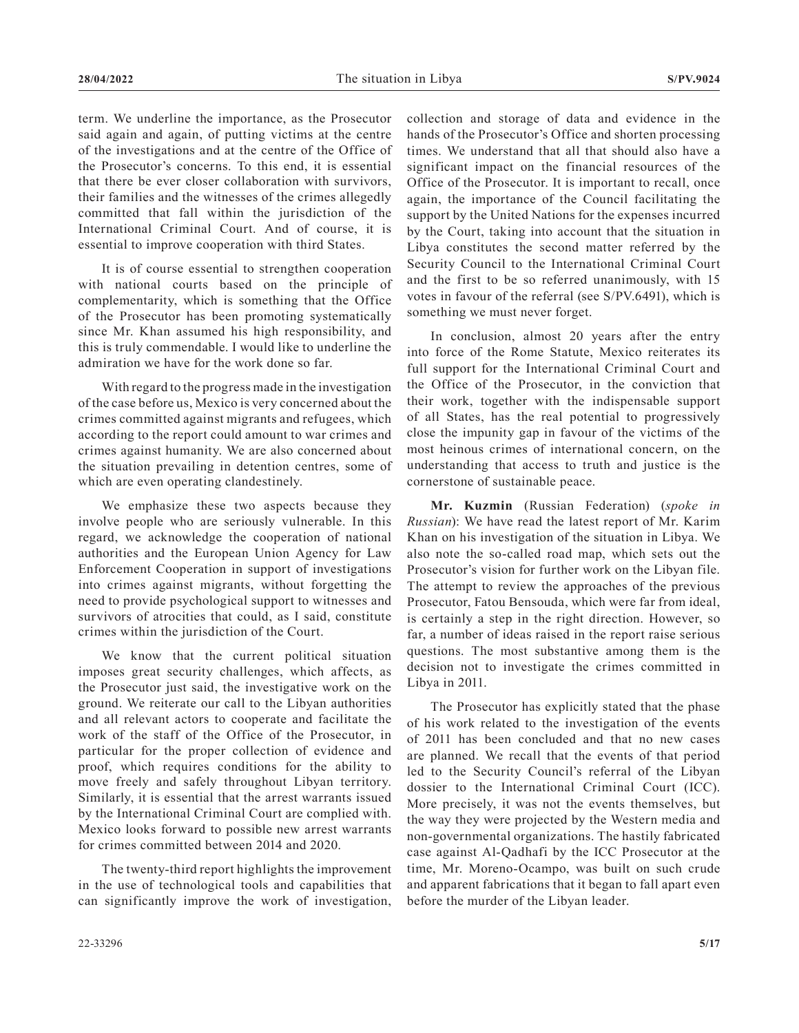term. We underline the importance, as the Prosecutor said again and again, of putting victims at the centre of the investigations and at the centre of the Office of the Prosecutor's concerns. To this end, it is essential that there be ever closer collaboration with survivors, their families and the witnesses of the crimes allegedly committed that fall within the jurisdiction of the International Criminal Court. And of course, it is essential to improve cooperation with third States.

It is of course essential to strengthen cooperation with national courts based on the principle of complementarity, which is something that the Office of the Prosecutor has been promoting systematically since Mr. Khan assumed his high responsibility, and this is truly commendable. I would like to underline the admiration we have for the work done so far.

With regard to the progress made in the investigation of the case before us, Mexico is very concerned about the crimes committed against migrants and refugees, which according to the report could amount to war crimes and crimes against humanity. We are also concerned about the situation prevailing in detention centres, some of which are even operating clandestinely.

We emphasize these two aspects because they involve people who are seriously vulnerable. In this regard, we acknowledge the cooperation of national authorities and the European Union Agency for Law Enforcement Cooperation in support of investigations into crimes against migrants, without forgetting the need to provide psychological support to witnesses and survivors of atrocities that could, as I said, constitute crimes within the jurisdiction of the Court.

We know that the current political situation imposes great security challenges, which affects, as the Prosecutor just said, the investigative work on the ground. We reiterate our call to the Libyan authorities and all relevant actors to cooperate and facilitate the work of the staff of the Office of the Prosecutor, in particular for the proper collection of evidence and proof, which requires conditions for the ability to move freely and safely throughout Libyan territory. Similarly, it is essential that the arrest warrants issued by the International Criminal Court are complied with. Mexico looks forward to possible new arrest warrants for crimes committed between 2014 and 2020.

The twenty-third report highlights the improvement in the use of technological tools and capabilities that can significantly improve the work of investigation, collection and storage of data and evidence in the hands of the Prosecutor's Office and shorten processing times. We understand that all that should also have a significant impact on the financial resources of the Office of the Prosecutor. It is important to recall, once again, the importance of the Council facilitating the support by the United Nations for the expenses incurred by the Court, taking into account that the situation in Libya constitutes the second matter referred by the Security Council to the International Criminal Court and the first to be so referred unanimously, with 15 votes in favour of the referral (see S/PV.6491), which is something we must never forget.

In conclusion, almost 20 years after the entry into force of the Rome Statute, Mexico reiterates its full support for the International Criminal Court and the Office of the Prosecutor, in the conviction that their work, together with the indispensable support of all States, has the real potential to progressively close the impunity gap in favour of the victims of the most heinous crimes of international concern, on the understanding that access to truth and justice is the cornerstone of sustainable peace.

**Mr. Kuzmin** (Russian Federation) (*spoke in Russian*): We have read the latest report of Mr. Karim Khan on his investigation of the situation in Libya. We also note the so-called road map, which sets out the Prosecutor's vision for further work on the Libyan file. The attempt to review the approaches of the previous Prosecutor, Fatou Bensouda, which were far from ideal, is certainly a step in the right direction. However, so far, a number of ideas raised in the report raise serious questions. The most substantive among them is the decision not to investigate the crimes committed in Libya in 2011.

The Prosecutor has explicitly stated that the phase of his work related to the investigation of the events of 2011 has been concluded and that no new cases are planned. We recall that the events of that period led to the Security Council's referral of the Libyan dossier to the International Criminal Court (ICC). More precisely, it was not the events themselves, but the way they were projected by the Western media and non-governmental organizations. The hastily fabricated case against Al-Qadhafi by the ICC Prosecutor at the time, Mr. Moreno-Ocampo, was built on such crude and apparent fabrications that it began to fall apart even before the murder of the Libyan leader.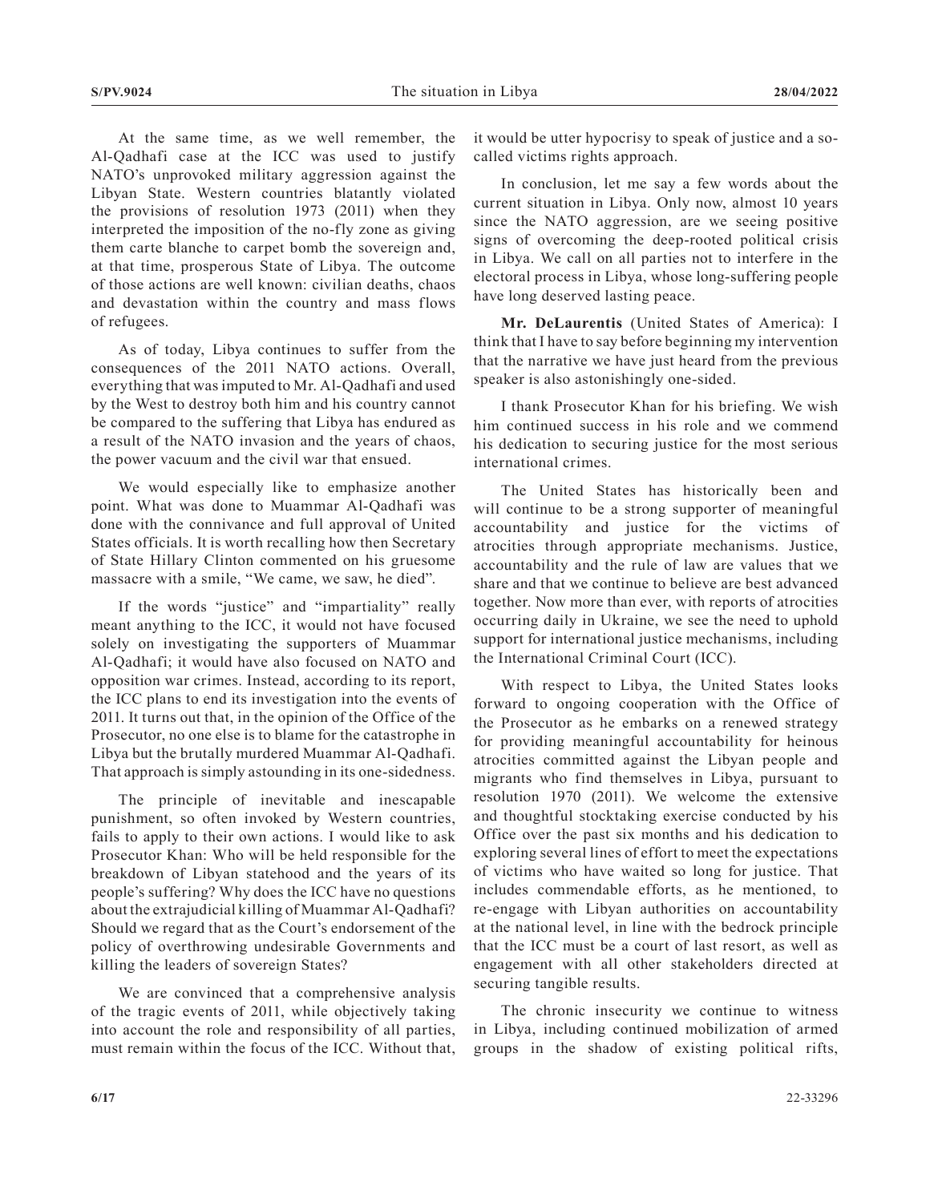At the same time, as we well remember, the Al-Qadhafi case at the ICC was used to justify NATO's unprovoked military aggression against the Libyan State. Western countries blatantly violated the provisions of resolution 1973 (2011) when they interpreted the imposition of the no-fly zone as giving them carte blanche to carpet bomb the sovereign and, at that time, prosperous State of Libya. The outcome of those actions are well known: civilian deaths, chaos and devastation within the country and mass flows of refugees.

As of today, Libya continues to suffer from the consequences of the 2011 NATO actions. Overall, everything that was imputed to Mr. Al-Qadhafi and used by the West to destroy both him and his country cannot be compared to the suffering that Libya has endured as a result of the NATO invasion and the years of chaos, the power vacuum and the civil war that ensued.

We would especially like to emphasize another point. What was done to Muammar Al-Qadhafi was done with the connivance and full approval of United States officials. It is worth recalling how then Secretary of State Hillary Clinton commented on his gruesome massacre with a smile, "We came, we saw, he died".

If the words "justice" and "impartiality" really meant anything to the ICC, it would not have focused solely on investigating the supporters of Muammar Al-Qadhafi; it would have also focused on NATO and opposition war crimes. Instead, according to its report, the ICC plans to end its investigation into the events of 2011. It turns out that, in the opinion of the Office of the Prosecutor, no one else is to blame for the catastrophe in Libya but the brutally murdered Muammar Al-Qadhafi. That approach is simply astounding in its one-sidedness.

The principle of inevitable and inescapable punishment, so often invoked by Western countries, fails to apply to their own actions. I would like to ask Prosecutor Khan: Who will be held responsible for the breakdown of Libyan statehood and the years of its people's suffering? Why does the ICC have no questions about the extrajudicial killing of Muammar Al-Qadhafi? Should we regard that as the Court's endorsement of the policy of overthrowing undesirable Governments and killing the leaders of sovereign States?

We are convinced that a comprehensive analysis of the tragic events of 2011, while objectively taking into account the role and responsibility of all parties, must remain within the focus of the ICC. Without that, it would be utter hypocrisy to speak of justice and a so-called victims rights approach.

In conclusion, let me say a few words about the current situation in Libya. Only now, almost 10 years since the NATO aggression, are we seeing positive signs of overcoming the deep-rooted political crisis in Libya. We call on all parties not to interfere in the electoral process in Libya, whose long-suffering people have long deserved lasting peace.

**Mr. DeLaurentis** (United States of America): I think that I have to say before beginning my intervention that the narrative we have just heard from the previous speaker is also astonishingly one-sided.

I thank Prosecutor Khan for his briefing. We wish him continued success in his role and we commend his dedication to securing justice for the most serious international crimes.

The United States has historically been and will continue to be a strong supporter of meaningful accountability and justice for the victims of atrocities through appropriate mechanisms. Justice, accountability and the rule of law are values that we share and that we continue to believe are best advanced together. Now more than ever, with reports of atrocities occurring daily in Ukraine, we see the need to uphold support for international justice mechanisms, including the International Criminal Court (ICC).

With respect to Libya, the United States looks forward to ongoing cooperation with the Office of the Prosecutor as he embarks on a renewed strategy for providing meaningful accountability for heinous atrocities committed against the Libyan people and migrants who find themselves in Libya, pursuant to resolution 1970 (2011). We welcome the extensive and thoughtful stocktaking exercise conducted by his Office over the past six months and his dedication to exploring several lines of effort to meet the expectations of victims who have waited so long for justice. That includes commendable efforts, as he mentioned, to re-engage with Libyan authorities on accountability at the national level, in line with the bedrock principle that the ICC must be a court of last resort, as well as engagement with all other stakeholders directed at securing tangible results.

The chronic insecurity we continue to witness in Libya, including continued mobilization of armed groups in the shadow of existing political rifts,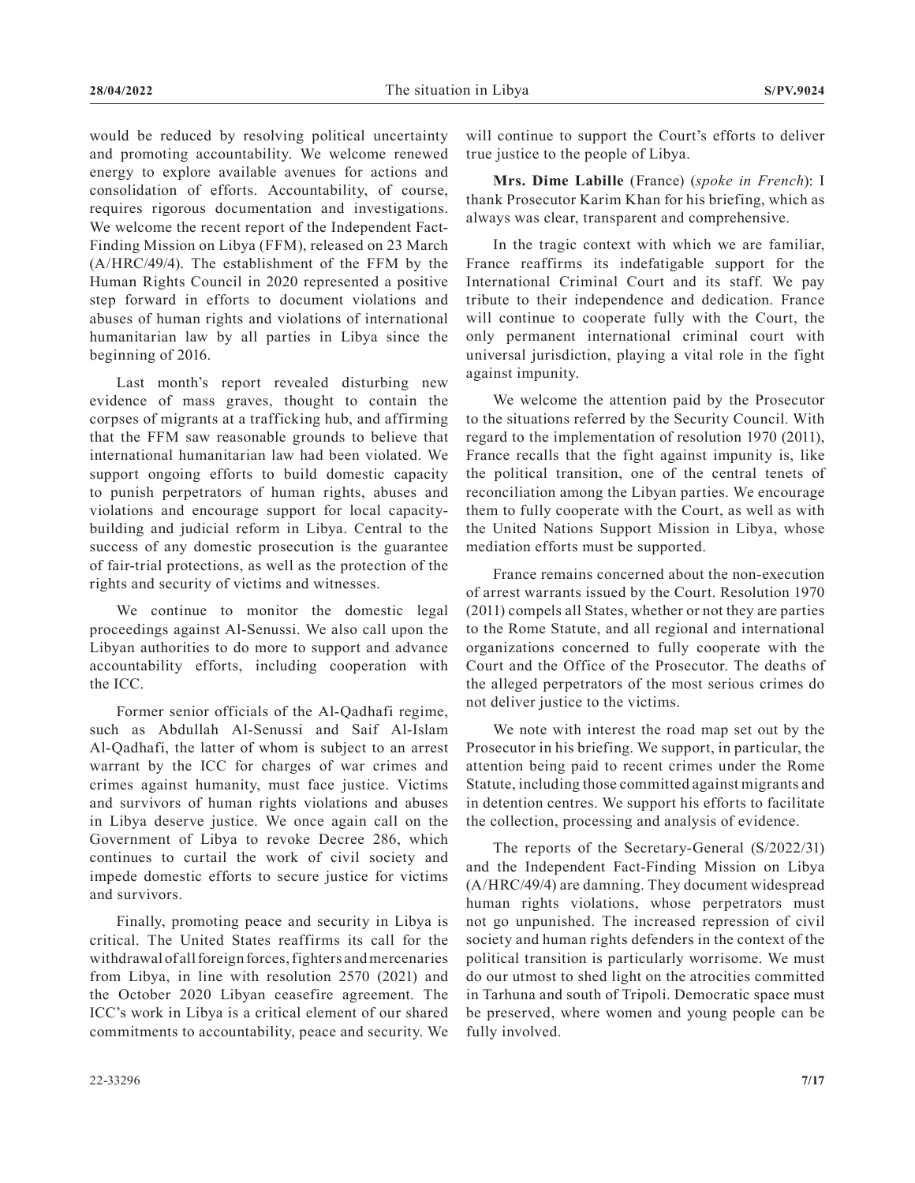would be reduced by resolving political uncertainty and promoting accountability. We welcome renewed energy to explore available avenues for actions and consolidation of efforts. Accountability, of course, requires rigorous documentation and investigations. We welcome the recent report of the Independent Fact-Finding Mission on Libya (FFM), released on 23 March (A/HRC/49/4). The establishment of the FFM by the Human Rights Council in 2020 represented a positive step forward in efforts to document violations and abuses of human rights and violations of international humanitarian law by all parties in Libya since the beginning of 2016.

Last month's report revealed disturbing new evidence of mass graves, thought to contain the corpses of migrants at a trafficking hub, and affirming that the FFM saw reasonable grounds to believe that international humanitarian law had been violated. We support ongoing efforts to build domestic capacity to punish perpetrators of human rights, abuses and violations and encourage support for local capacity-building and judicial reform in Libya. Central to the success of any domestic prosecution is the guarantee of fair-trial protections, as well as the protection of the rights and security of victims and witnesses.

We continue to monitor the domestic legal proceedings against Al-Senussi. We also call upon the Libyan authorities to do more to support and advance accountability efforts, including cooperation with the ICC.

Former senior officials of the Al-Qadhafi regime, such as Abdullah Al-Senussi and Saif Al-Islam Al-Qadhafi, the latter of whom is subject to an arrest warrant by the ICC for charges of war crimes and crimes against humanity, must face justice. Victims and survivors of human rights violations and abuses in Libya deserve justice. We once again call on the Government of Libya to revoke Decree 286, which continues to curtail the work of civil society and impede domestic efforts to secure justice for victims and survivors.

Finally, promoting peace and security in Libya is critical. The United States reaffirms its call for the withdrawal of all foreign forces, fighters and mercenaries from Libya, in line with resolution 2570 (2021) and the October 2020 Libyan ceasefire agreement. The ICC's work in Libya is a critical element of our shared commitments to accountability, peace and security. We will continue to support the Court's efforts to deliver true justice to the people of Libya.

**Mrs. Dime Labille** (France) (*spoke in French*): I thank Prosecutor Karim Khan for his briefing, which as always was clear, transparent and comprehensive.

In the tragic context with which we are familiar, France reaffirms its indefatigable support for the International Criminal Court and its staff. We pay tribute to their independence and dedication. France will continue to cooperate fully with the Court, the only permanent international criminal court with universal jurisdiction, playing a vital role in the fight against impunity.

We welcome the attention paid by the Prosecutor to the situations referred by the Security Council. With regard to the implementation of resolution 1970 (2011), France recalls that the fight against impunity is, like the political transition, one of the central tenets of reconciliation among the Libyan parties. We encourage them to fully cooperate with the Court, as well as with the United Nations Support Mission in Libya, whose mediation efforts must be supported.

France remains concerned about the non-execution of arrest warrants issued by the Court. Resolution 1970 (2011) compels all States, whether or not they are parties to the Rome Statute, and all regional and international organizations concerned to fully cooperate with the Court and the Office of the Prosecutor. The deaths of the alleged perpetrators of the most serious crimes do not deliver justice to the victims.

We note with interest the road map set out by the Prosecutor in his briefing. We support, in particular, the attention being paid to recent crimes under the Rome Statute, including those committed against migrants and in detention centres. We support his efforts to facilitate the collection, processing and analysis of evidence.

The reports of the Secretary-General (S/2022/31) and the Independent Fact-Finding Mission on Libya (A/HRC/49/4) are damning. They document widespread human rights violations, whose perpetrators must not go unpunished. The increased repression of civil society and human rights defenders in the context of the political transition is particularly worrisome. We must do our utmost to shed light on the atrocities committed in Tarhuna and south of Tripoli. Democratic space must be preserved, where women and young people can be fully involved.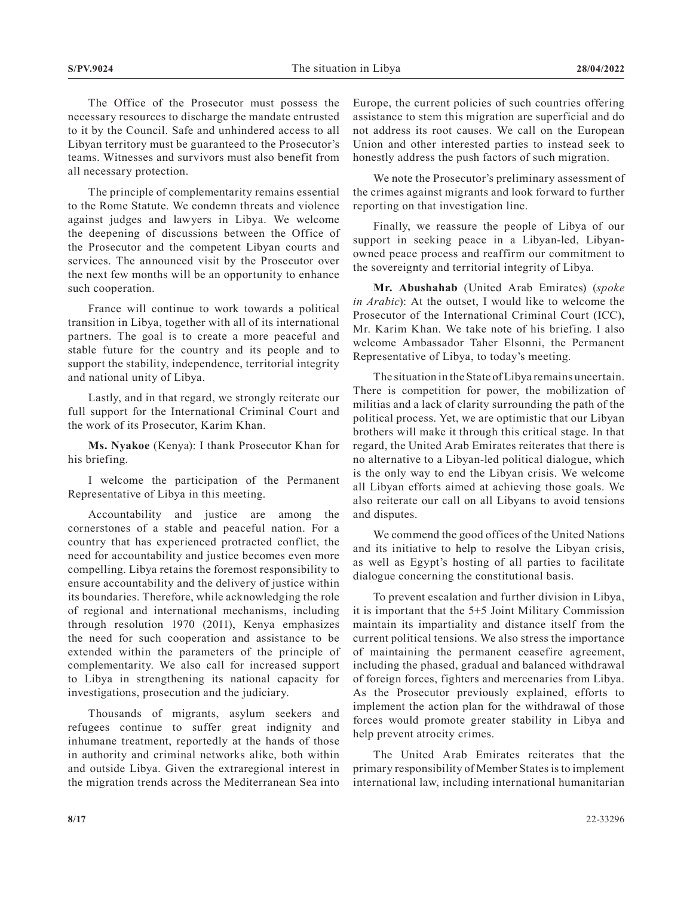The Office of the Prosecutor must possess the necessary resources to discharge the mandate entrusted to it by the Council. Safe and unhindered access to all Libyan territory must be guaranteed to the Prosecutor's teams. Witnesses and survivors must also benefit from all necessary protection.

The principle of complementarity remains essential to the Rome Statute. We condemn threats and violence against judges and lawyers in Libya. We welcome the deepening of discussions between the Office of the Prosecutor and the competent Libyan courts and services. The announced visit by the Prosecutor over the next few months will be an opportunity to enhance such cooperation.

France will continue to work towards a political transition in Libya, together with all of its international partners. The goal is to create a more peaceful and stable future for the country and its people and to support the stability, independence, territorial integrity and national unity of Libya.

Lastly, and in that regard, we strongly reiterate our full support for the International Criminal Court and the work of its Prosecutor, Karim Khan.

**Ms. Nyakoe** (Kenya): I thank Prosecutor Khan for his briefing.

I welcome the participation of the Permanent Representative of Libya in this meeting.

Accountability and justice are among the cornerstones of a stable and peaceful nation. For a country that has experienced protracted conflict, the need for accountability and justice becomes even more compelling. Libya retains the foremost responsibility to ensure accountability and the delivery of justice within its boundaries. Therefore, while acknowledging the role of regional and international mechanisms, including through resolution 1970 (2011), Kenya emphasizes the need for such cooperation and assistance to be extended within the parameters of the principle of complementarity. We also call for increased support to Libya in strengthening its national capacity for investigations, prosecution and the judiciary.

Thousands of migrants, asylum seekers and refugees continue to suffer great indignity and inhumane treatment, reportedly at the hands of those in authority and criminal networks alike, both within and outside Libya. Given the extraregional interest in the migration trends across the Mediterranean Sea into Europe, the current policies of such countries offering assistance to stem this migration are superficial and do not address its root causes. We call on the European Union and other interested parties to instead seek to honestly address the push factors of such migration.

We note the Prosecutor's preliminary assessment of the crimes against migrants and look forward to further reporting on that investigation line.

Finally, we reassure the people of Libya of our support in seeking peace in a Libyan-led, Libyan-owned peace process and reaffirm our commitment to the sovereignty and territorial integrity of Libya.

**Mr. Abushahab** (United Arab Emirates) (*spoke in Arabic*): At the outset, I would like to welcome the Prosecutor of the International Criminal Court (ICC), Mr. Karim Khan. We take note of his briefing. I also welcome Ambassador Taher Elsonni, the Permanent Representative of Libya, to today's meeting.

The situation in the State of Libya remains uncertain. There is competition for power, the mobilization of militias and a lack of clarity surrounding the path of the political process. Yet, we are optimistic that our Libyan brothers will make it through this critical stage. In that regard, the United Arab Emirates reiterates that there is no alternative to a Libyan-led political dialogue, which is the only way to end the Libyan crisis. We welcome all Libyan efforts aimed at achieving those goals. We also reiterate our call on all Libyans to avoid tensions and disputes.

We commend the good offices of the United Nations and its initiative to help to resolve the Libyan crisis, as well as Egypt's hosting of all parties to facilitate dialogue concerning the constitutional basis.

To prevent escalation and further division in Libya, it is important that the 5+5 Joint Military Commission maintain its impartiality and distance itself from the current political tensions. We also stress the importance of maintaining the permanent ceasefire agreement, including the phased, gradual and balanced withdrawal of foreign forces, fighters and mercenaries from Libya. As the Prosecutor previously explained, efforts to implement the action plan for the withdrawal of those forces would promote greater stability in Libya and help prevent atrocity crimes.

The United Arab Emirates reiterates that the primary responsibility of Member States is to implement international law, including international humanitarian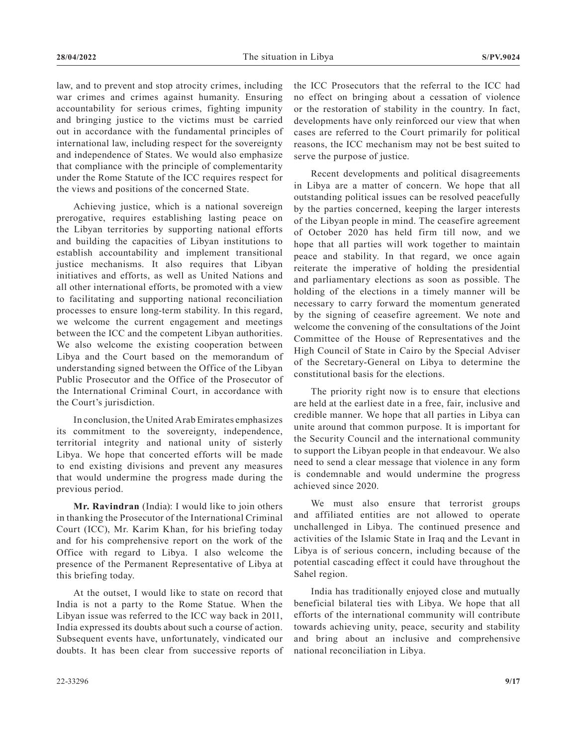law, and to prevent and stop atrocity crimes, including war crimes and crimes against humanity. Ensuring accountability for serious crimes, fighting impunity and bringing justice to the victims must be carried out in accordance with the fundamental principles of international law, including respect for the sovereignty and independence of States. We would also emphasize that compliance with the principle of complementarity under the Rome Statute of the ICC requires respect for the views and positions of the concerned State.

Achieving justice, which is a national sovereign prerogative, requires establishing lasting peace on the Libyan territories by supporting national efforts and building the capacities of Libyan institutions to establish accountability and implement transitional justice mechanisms. It also requires that Libyan initiatives and efforts, as well as United Nations and all other international efforts, be promoted with a view to facilitating and supporting national reconciliation processes to ensure long-term stability. In this regard, we welcome the current engagement and meetings between the ICC and the competent Libyan authorities. We also welcome the existing cooperation between Libya and the Court based on the memorandum of understanding signed between the Office of the Libyan Public Prosecutor and the Office of the Prosecutor of the International Criminal Court, in accordance with the Court's jurisdiction.

In conclusion, the United Arab Emirates emphasizes its commitment to the sovereignty, independence, territorial integrity and national unity of sisterly Libya. We hope that concerted efforts will be made to end existing divisions and prevent any measures that would undermine the progress made during the previous period.

**Mr. Ravindran** (India): I would like to join others in thanking the Prosecutor of the International Criminal Court (ICC), Mr. Karim Khan, for his briefing today and for his comprehensive report on the work of the Office with regard to Libya. I also welcome the presence of the Permanent Representative of Libya at this briefing today.

At the outset, I would like to state on record that India is not a party to the Rome Statue. When the Libyan issue was referred to the ICC way back in 2011, India expressed its doubts about such a course of action. Subsequent events have, unfortunately, vindicated our doubts. It has been clear from successive reports of the ICC Prosecutors that the referral to the ICC had no effect on bringing about a cessation of violence or the restoration of stability in the country. In fact, developments have only reinforced our view that when cases are referred to the Court primarily for political reasons, the ICC mechanism may not be best suited to serve the purpose of justice.

Recent developments and political disagreements in Libya are a matter of concern. We hope that all outstanding political issues can be resolved peacefully by the parties concerned, keeping the larger interests of the Libyan people in mind. The ceasefire agreement of October 2020 has held firm till now, and we hope that all parties will work together to maintain peace and stability. In that regard, we once again reiterate the imperative of holding the presidential and parliamentary elections as soon as possible. The holding of the elections in a timely manner will be necessary to carry forward the momentum generated by the signing of ceasefire agreement. We note and welcome the convening of the consultations of the Joint Committee of the House of Representatives and the High Council of State in Cairo by the Special Adviser of the Secretary-General on Libya to determine the constitutional basis for the elections.

The priority right now is to ensure that elections are held at the earliest date in a free, fair, inclusive and credible manner. We hope that all parties in Libya can unite around that common purpose. It is important for the Security Council and the international community to support the Libyan people in that endeavour. We also need to send a clear message that violence in any form is condemnable and would undermine the progress achieved since 2020.

We must also ensure that terrorist groups and affiliated entities are not allowed to operate unchallenged in Libya. The continued presence and activities of the Islamic State in Iraq and the Levant in Libya is of serious concern, including because of the potential cascading effect it could have throughout the Sahel region.

India has traditionally enjoyed close and mutually beneficial bilateral ties with Libya. We hope that all efforts of the international community will contribute towards achieving unity, peace, security and stability and bring about an inclusive and comprehensive national reconciliation in Libya.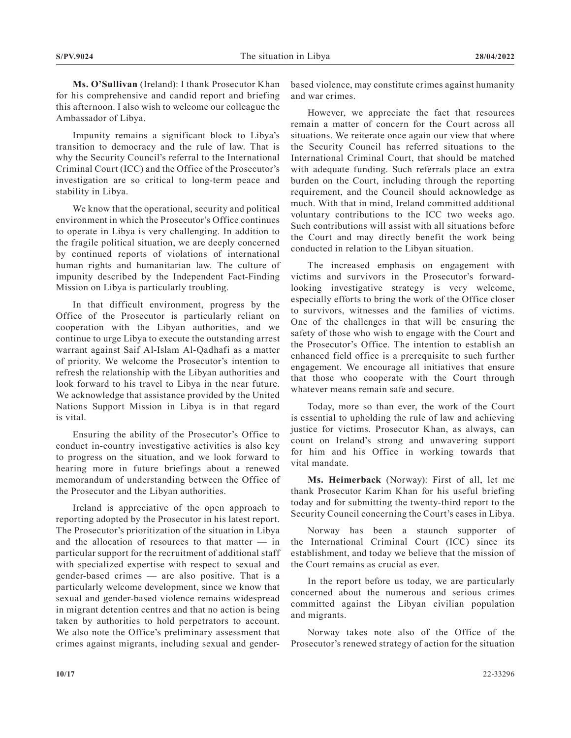**Ms. O'Sullivan** (Ireland): I thank Prosecutor Khan for his comprehensive and candid report and briefing this afternoon. I also wish to welcome our colleague the Ambassador of Libya.

Impunity remains a significant block to Libya's transition to democracy and the rule of law. That is why the Security Council's referral to the International Criminal Court (ICC) and the Office of the Prosecutor's investigation are so critical to long-term peace and stability in Libya.

We know that the operational, security and political environment in which the Prosecutor's Office continues to operate in Libya is very challenging. In addition to the fragile political situation, we are deeply concerned by continued reports of violations of international human rights and humanitarian law. The culture of impunity described by the Independent Fact-Finding Mission on Libya is particularly troubling.

In that difficult environment, progress by the Office of the Prosecutor is particularly reliant on cooperation with the Libyan authorities, and we continue to urge Libya to execute the outstanding arrest warrant against Saif Al-Islam Al-Qadhafi as a matter of priority. We welcome the Prosecutor's intention to refresh the relationship with the Libyan authorities and look forward to his travel to Libya in the near future. We acknowledge that assistance provided by the United Nations Support Mission in Libya is in that regard is vital.

Ensuring the ability of the Prosecutor's Office to conduct in-country investigative activities is also key to progress on the situation, and we look forward to hearing more in future briefings about a renewed memorandum of understanding between the Office of the Prosecutor and the Libyan authorities.

Ireland is appreciative of the open approach to reporting adopted by the Prosecutor in his latest report. The Prosecutor's prioritization of the situation in Libya and the allocation of resources to that matter — in particular support for the recruitment of additional staff with specialized expertise with respect to sexual and gender-based crimes — are also positive. That is a particularly welcome development, since we know that sexual and gender-based violence remains widespread in migrant detention centres and that no action is being taken by authorities to hold perpetrators to account. We also note the Office's preliminary assessment that crimes against migrants, including sexual and gender-based violence, may constitute crimes against humanity and war crimes.

However, we appreciate the fact that resources remain a matter of concern for the Court across all situations. We reiterate once again our view that where the Security Council has referred situations to the International Criminal Court, that should be matched with adequate funding. Such referrals place an extra burden on the Court, including through the reporting requirement, and the Council should acknowledge as much. With that in mind, Ireland committed additional voluntary contributions to the ICC two weeks ago. Such contributions will assist with all situations before the Court and may directly benefit the work being conducted in relation to the Libyan situation.

The increased emphasis on engagement with victims and survivors in the Prosecutor's forward-looking investigative strategy is very welcome, especially efforts to bring the work of the Office closer to survivors, witnesses and the families of victims. One of the challenges in that will be ensuring the safety of those who wish to engage with the Court and the Prosecutor's Office. The intention to establish an enhanced field office is a prerequisite to such further engagement. We encourage all initiatives that ensure that those who cooperate with the Court through whatever means remain safe and secure.

Today, more so than ever, the work of the Court is essential to upholding the rule of law and achieving justice for victims. Prosecutor Khan, as always, can count on Ireland's strong and unwavering support for him and his Office in working towards that vital mandate.

**Ms. Heimerback** (Norway): First of all, let me thank Prosecutor Karim Khan for his useful briefing today and for submitting the twenty-third report to the Security Council concerning the Court's cases in Libya.

Norway has been a staunch supporter of the International Criminal Court (ICC) since its establishment, and today we believe that the mission of the Court remains as crucial as ever.

In the report before us today, we are particularly concerned about the numerous and serious crimes committed against the Libyan civilian population and migrants.

Norway takes note also of the Office of the Prosecutor's renewed strategy of action for the situation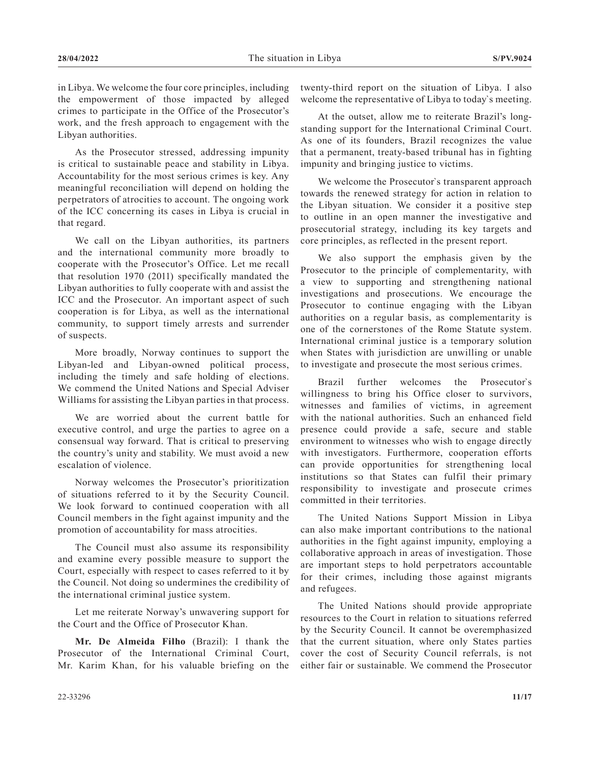in Libya. We welcome the four core principles, including the empowerment of those impacted by alleged crimes to participate in the Office of the Prosecutor's work, and the fresh approach to engagement with the Libyan authorities.

As the Prosecutor stressed, addressing impunity is critical to sustainable peace and stability in Libya. Accountability for the most serious crimes is key. Any meaningful reconciliation will depend on holding the perpetrators of atrocities to account. The ongoing work of the ICC concerning its cases in Libya is crucial in that regard.

We call on the Libyan authorities, its partners and the international community more broadly to cooperate with the Prosecutor's Office. Let me recall that resolution 1970 (2011) specifically mandated the Libyan authorities to fully cooperate with and assist the ICC and the Prosecutor. An important aspect of such cooperation is for Libya, as well as the international community, to support timely arrests and surrender of suspects.

More broadly, Norway continues to support the Libyan-led and Libyan-owned political process, including the timely and safe holding of elections. We commend the United Nations and Special Adviser Williams for assisting the Libyan parties in that process.

We are worried about the current battle for executive control, and urge the parties to agree on a consensual way forward. That is critical to preserving the country's unity and stability. We must avoid a new escalation of violence.

Norway welcomes the Prosecutor's prioritization of situations referred to it by the Security Council. We look forward to continued cooperation with all Council members in the fight against impunity and the promotion of accountability for mass atrocities.

The Council must also assume its responsibility and examine every possible measure to support the Court, especially with respect to cases referred to it by the Council. Not doing so undermines the credibility of the international criminal justice system.

Let me reiterate Norway's unwavering support for the Court and the Office of Prosecutor Khan.

**Mr. De Almeida Filho** (Brazil): I thank the Prosecutor of the International Criminal Court, Mr. Karim Khan, for his valuable briefing on the twenty-third report on the situation of Libya. I also welcome the representative of Libya to today`s meeting.

At the outset, allow me to reiterate Brazil's long-standing support for the International Criminal Court. As one of its founders, Brazil recognizes the value that a permanent, treaty-based tribunal has in fighting impunity and bringing justice to victims.

We welcome the Prosecutor`s transparent approach towards the renewed strategy for action in relation to the Libyan situation. We consider it a positive step to outline in an open manner the investigative and prosecutorial strategy, including its key targets and core principles, as reflected in the present report.

We also support the emphasis given by the Prosecutor to the principle of complementarity, with a view to supporting and strengthening national investigations and prosecutions. We encourage the Prosecutor to continue engaging with the Libyan authorities on a regular basis, as complementarity is one of the cornerstones of the Rome Statute system. International criminal justice is a temporary solution when States with jurisdiction are unwilling or unable to investigate and prosecute the most serious crimes.

Brazil further welcomes the Prosecutor`s willingness to bring his Office closer to survivors, witnesses and families of victims, in agreement with the national authorities. Such an enhanced field presence could provide a safe, secure and stable environment to witnesses who wish to engage directly with investigators. Furthermore, cooperation efforts can provide opportunities for strengthening local institutions so that States can fulfil their primary responsibility to investigate and prosecute crimes committed in their territories.

The United Nations Support Mission in Libya can also make important contributions to the national authorities in the fight against impunity, employing a collaborative approach in areas of investigation. Those are important steps to hold perpetrators accountable for their crimes, including those against migrants and refugees.

The United Nations should provide appropriate resources to the Court in relation to situations referred by the Security Council. It cannot be overemphasized that the current situation, where only States parties cover the cost of Security Council referrals, is not either fair or sustainable. We commend the Prosecutor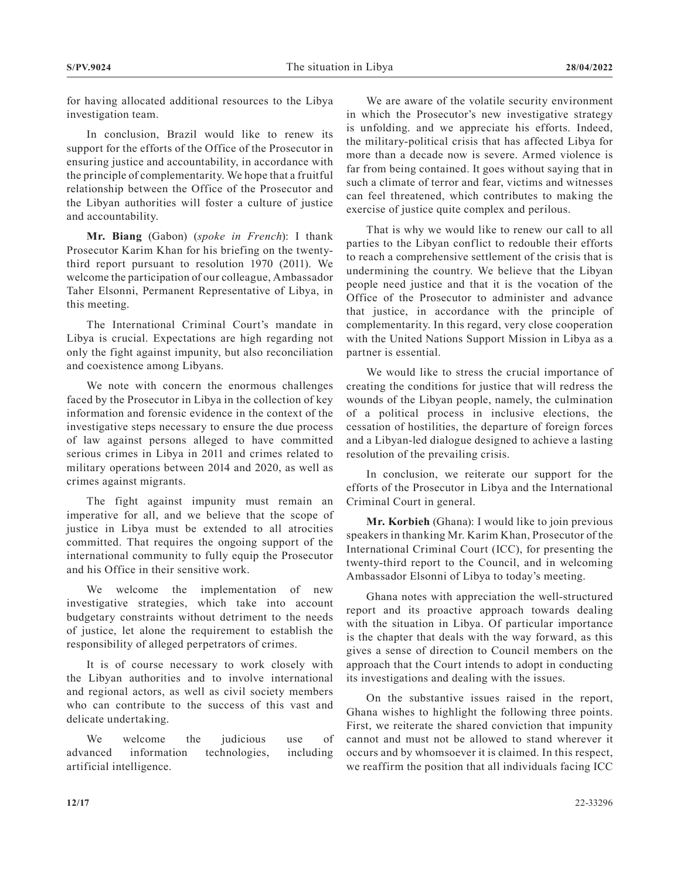for having allocated additional resources to the Libya investigation team.

In conclusion, Brazil would like to renew its support for the efforts of the Office of the Prosecutor in ensuring justice and accountability, in accordance with the principle of complementarity. We hope that a fruitful relationship between the Office of the Prosecutor and the Libyan authorities will foster a culture of justice and accountability.

**Mr. Biang** (Gabon) (*spoke in French*): I thank Prosecutor Karim Khan for his briefing on the twenty-third report pursuant to resolution 1970 (2011). We welcome the participation of our colleague, Ambassador Taher Elsonni, Permanent Representative of Libya, in this meeting.

The International Criminal Court's mandate in Libya is crucial. Expectations are high regarding not only the fight against impunity, but also reconciliation and coexistence among Libyans.

We note with concern the enormous challenges faced by the Prosecutor in Libya in the collection of key information and forensic evidence in the context of the investigative steps necessary to ensure the due process of law against persons alleged to have committed serious crimes in Libya in 2011 and crimes related to military operations between 2014 and 2020, as well as crimes against migrants.

The fight against impunity must remain an imperative for all, and we believe that the scope of justice in Libya must be extended to all atrocities committed. That requires the ongoing support of the international community to fully equip the Prosecutor and his Office in their sensitive work.

We welcome the implementation of new investigative strategies, which take into account budgetary constraints without detriment to the needs of justice, let alone the requirement to establish the responsibility of alleged perpetrators of crimes.

It is of course necessary to work closely with the Libyan authorities and to involve international and regional actors, as well as civil society members who can contribute to the success of this vast and delicate undertaking.

We welcome the judicious use of advanced information technologies, including artificial intelligence.

We are aware of the volatile security environment in which the Prosecutor's new investigative strategy is unfolding. and we appreciate his efforts. Indeed, the military-political crisis that has affected Libya for more than a decade now is severe. Armed violence is far from being contained. It goes without saying that in such a climate of terror and fear, victims and witnesses can feel threatened, which contributes to making the exercise of justice quite complex and perilous.

That is why we would like to renew our call to all parties to the Libyan conflict to redouble their efforts to reach a comprehensive settlement of the crisis that is undermining the country. We believe that the Libyan people need justice and that it is the vocation of the Office of the Prosecutor to administer and advance that justice, in accordance with the principle of complementarity. In this regard, very close cooperation with the United Nations Support Mission in Libya as a partner is essential.

We would like to stress the crucial importance of creating the conditions for justice that will redress the wounds of the Libyan people, namely, the culmination of a political process in inclusive elections, the cessation of hostilities, the departure of foreign forces and a Libyan-led dialogue designed to achieve a lasting resolution of the prevailing crisis.

In conclusion, we reiterate our support for the efforts of the Prosecutor in Libya and the International Criminal Court in general.

**Mr. Korbieh** (Ghana): I would like to join previous speakers in thanking Mr. Karim Khan, Prosecutor of the International Criminal Court (ICC), for presenting the twenty-third report to the Council, and in welcoming Ambassador Elsonni of Libya to today's meeting.

Ghana notes with appreciation the well-structured report and its proactive approach towards dealing with the situation in Libya. Of particular importance is the chapter that deals with the way forward, as this gives a sense of direction to Council members on the approach that the Court intends to adopt in conducting its investigations and dealing with the issues.

On the substantive issues raised in the report, Ghana wishes to highlight the following three points. First, we reiterate the shared conviction that impunity cannot and must not be allowed to stand wherever it occurs and by whomsoever it is claimed. In this respect, we reaffirm the position that all individuals facing ICC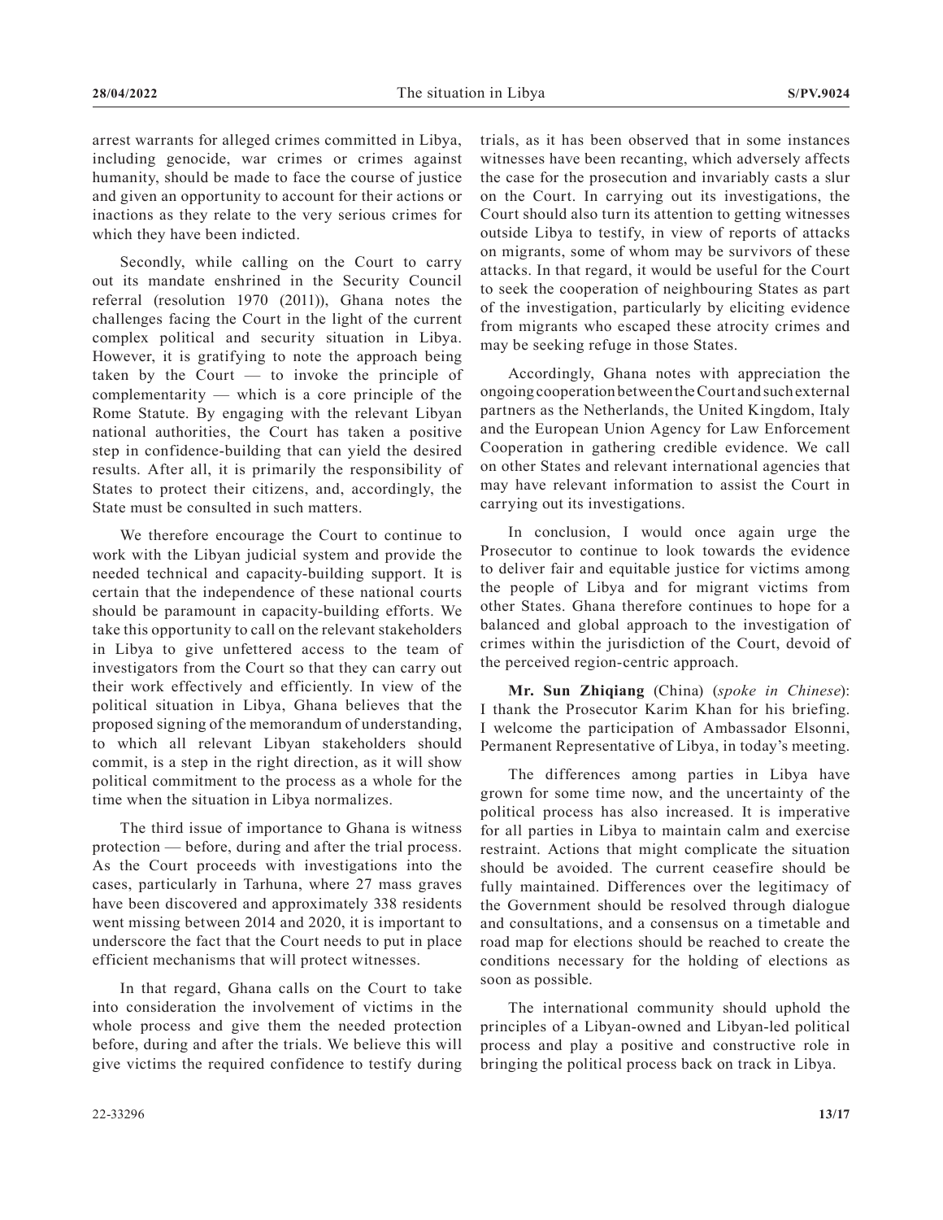arrest warrants for alleged crimes committed in Libya, including genocide, war crimes or crimes against humanity, should be made to face the course of justice and given an opportunity to account for their actions or inactions as they relate to the very serious crimes for which they have been indicted.

Secondly, while calling on the Court to carry out its mandate enshrined in the Security Council referral (resolution 1970 (2011)), Ghana notes the challenges facing the Court in the light of the current complex political and security situation in Libya. However, it is gratifying to note the approach being taken by the Court — to invoke the principle of complementarity — which is a core principle of the Rome Statute. By engaging with the relevant Libyan national authorities, the Court has taken a positive step in confidence-building that can yield the desired results. After all, it is primarily the responsibility of States to protect their citizens, and, accordingly, the State must be consulted in such matters.

We therefore encourage the Court to continue to work with the Libyan judicial system and provide the needed technical and capacity-building support. It is certain that the independence of these national courts should be paramount in capacity-building efforts. We take this opportunity to call on the relevant stakeholders in Libya to give unfettered access to the team of investigators from the Court so that they can carry out their work effectively and efficiently. In view of the political situation in Libya, Ghana believes that the proposed signing of the memorandum of understanding, to which all relevant Libyan stakeholders should commit, is a step in the right direction, as it will show political commitment to the process as a whole for the time when the situation in Libya normalizes.

The third issue of importance to Ghana is witness protection — before, during and after the trial process. As the Court proceeds with investigations into the cases, particularly in Tarhuna, where 27 mass graves have been discovered and approximately 338 residents went missing between 2014 and 2020, it is important to underscore the fact that the Court needs to put in place efficient mechanisms that will protect witnesses.

In that regard, Ghana calls on the Court to take into consideration the involvement of victims in the whole process and give them the needed protection before, during and after the trials. We believe this will give victims the required confidence to testify during trials, as it has been observed that in some instances witnesses have been recanting, which adversely affects the case for the prosecution and invariably casts a slur on the Court. In carrying out its investigations, the Court should also turn its attention to getting witnesses outside Libya to testify, in view of reports of attacks on migrants, some of whom may be survivors of these attacks. In that regard, it would be useful for the Court to seek the cooperation of neighbouring States as part of the investigation, particularly by eliciting evidence from migrants who escaped these atrocity crimes and may be seeking refuge in those States.

Accordingly, Ghana notes with appreciation the ongoing cooperation between the Court and such external partners as the Netherlands, the United Kingdom, Italy and the European Union Agency for Law Enforcement Cooperation in gathering credible evidence. We call on other States and relevant international agencies that may have relevant information to assist the Court in carrying out its investigations.

In conclusion, I would once again urge the Prosecutor to continue to look towards the evidence to deliver fair and equitable justice for victims among the people of Libya and for migrant victims from other States. Ghana therefore continues to hope for a balanced and global approach to the investigation of crimes within the jurisdiction of the Court, devoid of the perceived region-centric approach.

**Mr. Sun Zhiqiang** (China) (*spoke in Chinese*): I thank the Prosecutor Karim Khan for his briefing. I welcome the participation of Ambassador Elsonni, Permanent Representative of Libya, in today's meeting.

The differences among parties in Libya have grown for some time now, and the uncertainty of the political process has also increased. It is imperative for all parties in Libya to maintain calm and exercise restraint. Actions that might complicate the situation should be avoided. The current ceasefire should be fully maintained. Differences over the legitimacy of the Government should be resolved through dialogue and consultations, and a consensus on a timetable and road map for elections should be reached to create the conditions necessary for the holding of elections as soon as possible.

The international community should uphold the principles of a Libyan-owned and Libyan-led political process and play a positive and constructive role in bringing the political process back on track in Libya.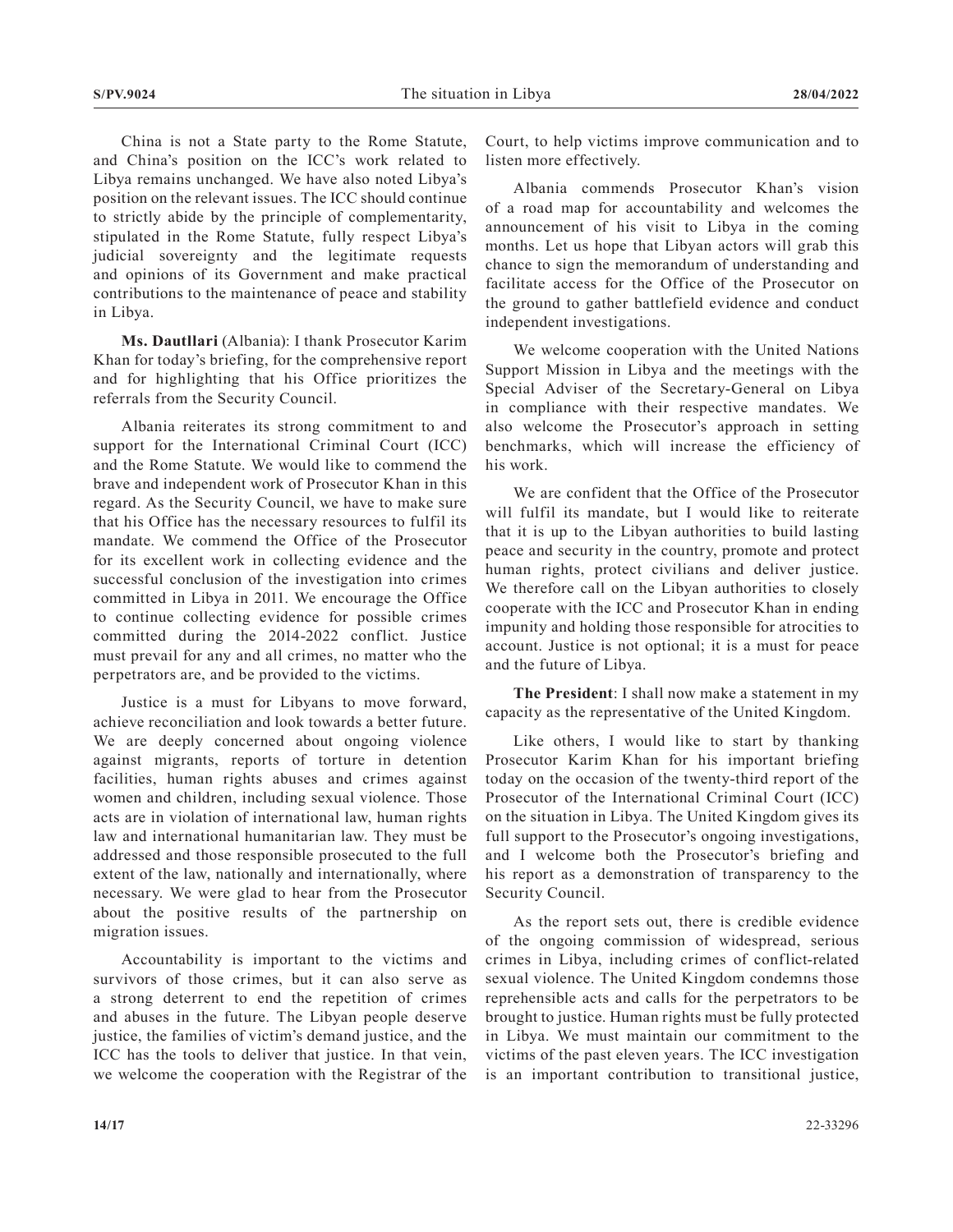China is not a State party to the Rome Statute, and China's position on the ICC's work related to Libya remains unchanged. We have also noted Libya's position on the relevant issues. The ICC should continue to strictly abide by the principle of complementarity, stipulated in the Rome Statute, fully respect Libya's judicial sovereignty and the legitimate requests and opinions of its Government and make practical contributions to the maintenance of peace and stability in Libya.

**Ms. Dautllari** (Albania): I thank Prosecutor Karim Khan for today's briefing, for the comprehensive report and for highlighting that his Office prioritizes the referrals from the Security Council.

Albania reiterates its strong commitment to and support for the International Criminal Court (ICC) and the Rome Statute. We would like to commend the brave and independent work of Prosecutor Khan in this regard. As the Security Council, we have to make sure that his Office has the necessary resources to fulfil its mandate. We commend the Office of the Prosecutor for its excellent work in collecting evidence and the successful conclusion of the investigation into crimes committed in Libya in 2011. We encourage the Office to continue collecting evidence for possible crimes committed during the 2014-2022 conflict. Justice must prevail for any and all crimes, no matter who the perpetrators are, and be provided to the victims.

Justice is a must for Libyans to move forward, achieve reconciliation and look towards a better future. We are deeply concerned about ongoing violence against migrants, reports of torture in detention facilities, human rights abuses and crimes against women and children, including sexual violence. Those acts are in violation of international law, human rights law and international humanitarian law. They must be addressed and those responsible prosecuted to the full extent of the law, nationally and internationally, where necessary. We were glad to hear from the Prosecutor about the positive results of the partnership on migration issues.

Accountability is important to the victims and survivors of those crimes, but it can also serve as a strong deterrent to end the repetition of crimes and abuses in the future. The Libyan people deserve justice, the families of victim's demand justice, and the ICC has the tools to deliver that justice. In that vein, we welcome the cooperation with the Registrar of the Court, to help victims improve communication and to listen more effectively.

Albania commends Prosecutor Khan's vision of a road map for accountability and welcomes the announcement of his visit to Libya in the coming months. Let us hope that Libyan actors will grab this chance to sign the memorandum of understanding and facilitate access for the Office of the Prosecutor on the ground to gather battlefield evidence and conduct independent investigations.

We welcome cooperation with the United Nations Support Mission in Libya and the meetings with the Special Adviser of the Secretary-General on Libya in compliance with their respective mandates. We also welcome the Prosecutor's approach in setting benchmarks, which will increase the efficiency of his work.

We are confident that the Office of the Prosecutor will fulfil its mandate, but I would like to reiterate that it is up to the Libyan authorities to build lasting peace and security in the country, promote and protect human rights, protect civilians and deliver justice. We therefore call on the Libyan authorities to closely cooperate with the ICC and Prosecutor Khan in ending impunity and holding those responsible for atrocities to account. Justice is not optional; it is a must for peace and the future of Libya.

**The President**: I shall now make a statement in my capacity as the representative of the United Kingdom.

Like others, I would like to start by thanking Prosecutor Karim Khan for his important briefing today on the occasion of the twenty-third report of the Prosecutor of the International Criminal Court (ICC) on the situation in Libya. The United Kingdom gives its full support to the Prosecutor's ongoing investigations, and I welcome both the Prosecutor's briefing and his report as a demonstration of transparency to the Security Council.

As the report sets out, there is credible evidence of the ongoing commission of widespread, serious crimes in Libya, including crimes of conflict-related sexual violence. The United Kingdom condemns those reprehensible acts and calls for the perpetrators to be brought to justice. Human rights must be fully protected in Libya. We must maintain our commitment to the victims of the past eleven years. The ICC investigation is an important contribution to transitional justice,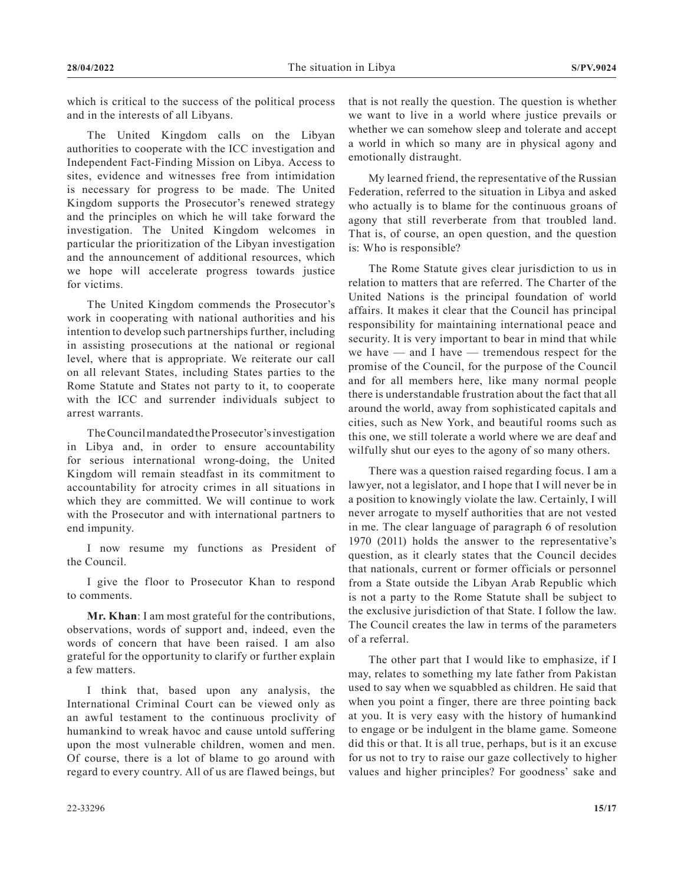which is critical to the success of the political process and in the interests of all Libyans.

The United Kingdom calls on the Libyan authorities to cooperate with the ICC investigation and Independent Fact-Finding Mission on Libya. Access to sites, evidence and witnesses free from intimidation is necessary for progress to be made. The United Kingdom supports the Prosecutor's renewed strategy and the principles on which he will take forward the investigation. The United Kingdom welcomes in particular the prioritization of the Libyan investigation and the announcement of additional resources, which we hope will accelerate progress towards justice for victims.

The United Kingdom commends the Prosecutor's work in cooperating with national authorities and his intention to develop such partnerships further, including in assisting prosecutions at the national or regional level, where that is appropriate. We reiterate our call on all relevant States, including States parties to the Rome Statute and States not party to it, to cooperate with the ICC and surrender individuals subject to arrest warrants.

The Council mandated the Prosecutor's investigation in Libya and, in order to ensure accountability for serious international wrong-doing, the United Kingdom will remain steadfast in its commitment to accountability for atrocity crimes in all situations in which they are committed. We will continue to work with the Prosecutor and with international partners to end impunity.

I now resume my functions as President of the Council.

I give the floor to Prosecutor Khan to respond to comments.

**Mr. Khan**: I am most grateful for the contributions, observations, words of support and, indeed, even the words of concern that have been raised. I am also grateful for the opportunity to clarify or further explain a few matters.

I think that, based upon any analysis, the International Criminal Court can be viewed only as an awful testament to the continuous proclivity of humankind to wreak havoc and cause untold suffering upon the most vulnerable children, women and men. Of course, there is a lot of blame to go around with regard to every country. All of us are flawed beings, but that is not really the question. The question is whether we want to live in a world where justice prevails or whether we can somehow sleep and tolerate and accept a world in which so many are in physical agony and emotionally distraught.

My learned friend, the representative of the Russian Federation, referred to the situation in Libya and asked who actually is to blame for the continuous groans of agony that still reverberate from that troubled land. That is, of course, an open question, and the question is: Who is responsible?

The Rome Statute gives clear jurisdiction to us in relation to matters that are referred. The Charter of the United Nations is the principal foundation of world affairs. It makes it clear that the Council has principal responsibility for maintaining international peace and security. It is very important to bear in mind that while we have — and I have — tremendous respect for the promise of the Council, for the purpose of the Council and for all members here, like many normal people there is understandable frustration about the fact that all around the world, away from sophisticated capitals and cities, such as New York, and beautiful rooms such as this one, we still tolerate a world where we are deaf and wilfully shut our eyes to the agony of so many others.

There was a question raised regarding focus. I am a lawyer, not a legislator, and I hope that I will never be in a position to knowingly violate the law. Certainly, I will never arrogate to myself authorities that are not vested in me. The clear language of paragraph 6 of resolution 1970 (2011) holds the answer to the representative's question, as it clearly states that the Council decides that nationals, current or former officials or personnel from a State outside the Libyan Arab Republic which is not a party to the Rome Statute shall be subject to the exclusive jurisdiction of that State. I follow the law. The Council creates the law in terms of the parameters of a referral.

The other part that I would like to emphasize, if I may, relates to something my late father from Pakistan used to say when we squabbled as children. He said that when you point a finger, there are three pointing back at you. It is very easy with the history of humankind to engage or be indulgent in the blame game. Someone did this or that. It is all true, perhaps, but is it an excuse for us not to try to raise our gaze collectively to higher values and higher principles? For goodness' sake and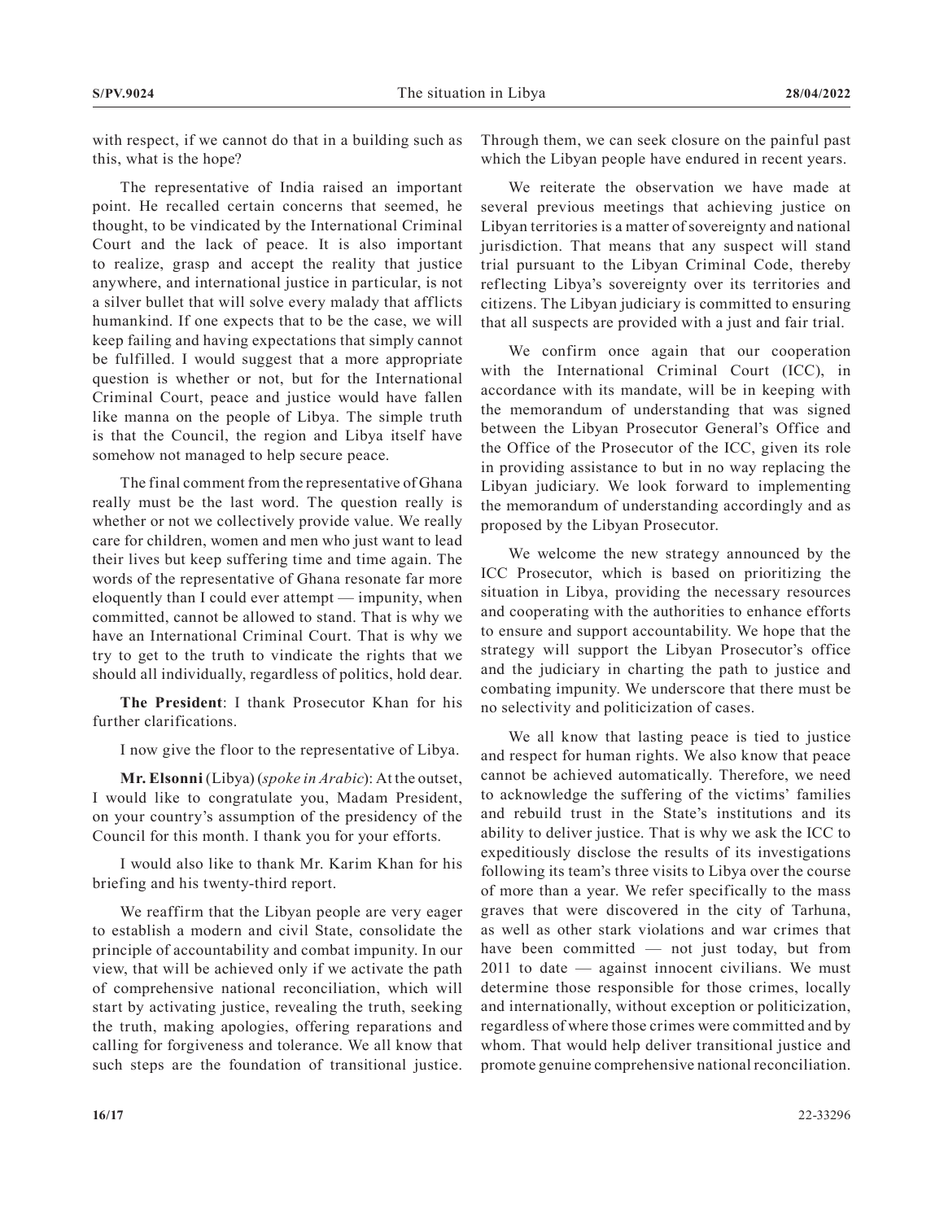with respect, if we cannot do that in a building such as this, what is the hope?

The representative of India raised an important point. He recalled certain concerns that seemed, he thought, to be vindicated by the International Criminal Court and the lack of peace. It is also important to realize, grasp and accept the reality that justice anywhere, and international justice in particular, is not a silver bullet that will solve every malady that afflicts humankind. If one expects that to be the case, we will keep failing and having expectations that simply cannot be fulfilled. I would suggest that a more appropriate question is whether or not, but for the International Criminal Court, peace and justice would have fallen like manna on the people of Libya. The simple truth is that the Council, the region and Libya itself have somehow not managed to help secure peace.

The final comment from the representative of Ghana really must be the last word. The question really is whether or not we collectively provide value. We really care for children, women and men who just want to lead their lives but keep suffering time and time again. The words of the representative of Ghana resonate far more eloquently than I could ever attempt — impunity, when committed, cannot be allowed to stand. That is why we have an International Criminal Court. That is why we try to get to the truth to vindicate the rights that we should all individually, regardless of politics, hold dear.

**The President**: I thank Prosecutor Khan for his further clarifications.

I now give the floor to the representative of Libya.

**Mr. Elsonni** (Libya) (*spoke in Arabic*): At the outset, I would like to congratulate you, Madam President, on your country's assumption of the presidency of the Council for this month. I thank you for your efforts.

I would also like to thank Mr. Karim Khan for his briefing and his twenty-third report.

We reaffirm that the Libyan people are very eager to establish a modern and civil State, consolidate the principle of accountability and combat impunity. In our view, that will be achieved only if we activate the path of comprehensive national reconciliation, which will start by activating justice, revealing the truth, seeking the truth, making apologies, offering reparations and calling for forgiveness and tolerance. We all know that such steps are the foundation of transitional justice. Through them, we can seek closure on the painful past which the Libyan people have endured in recent years.

We reiterate the observation we have made at several previous meetings that achieving justice on Libyan territories is a matter of sovereignty and national jurisdiction. That means that any suspect will stand trial pursuant to the Libyan Criminal Code, thereby reflecting Libya's sovereignty over its territories and citizens. The Libyan judiciary is committed to ensuring that all suspects are provided with a just and fair trial.

We confirm once again that our cooperation with the International Criminal Court (ICC), in accordance with its mandate, will be in keeping with the memorandum of understanding that was signed between the Libyan Prosecutor General's Office and the Office of the Prosecutor of the ICC, given its role in providing assistance to but in no way replacing the Libyan judiciary. We look forward to implementing the memorandum of understanding accordingly and as proposed by the Libyan Prosecutor.

We welcome the new strategy announced by the ICC Prosecutor, which is based on prioritizing the situation in Libya, providing the necessary resources and cooperating with the authorities to enhance efforts to ensure and support accountability. We hope that the strategy will support the Libyan Prosecutor's office and the judiciary in charting the path to justice and combating impunity. We underscore that there must be no selectivity and politicization of cases.

We all know that lasting peace is tied to justice and respect for human rights. We also know that peace cannot be achieved automatically. Therefore, we need to acknowledge the suffering of the victims' families and rebuild trust in the State's institutions and its ability to deliver justice. That is why we ask the ICC to expeditiously disclose the results of its investigations following its team's three visits to Libya over the course of more than a year. We refer specifically to the mass graves that were discovered in the city of Tarhuna, as well as other stark violations and war crimes that have been committed — not just today, but from 2011 to date — against innocent civilians. We must determine those responsible for those crimes, locally and internationally, without exception or politicization, regardless of where those crimes were committed and by whom. That would help deliver transitional justice and promote genuine comprehensive national reconciliation.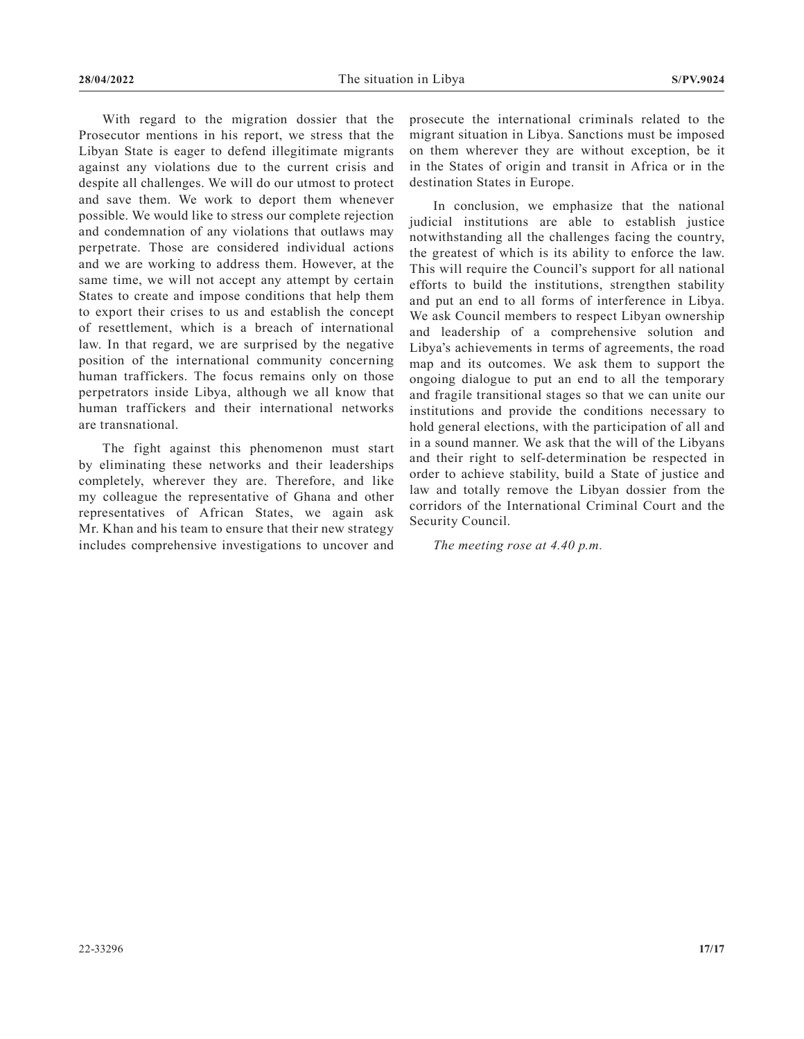With regard to the migration dossier that the Prosecutor mentions in his report, we stress that the Libyan State is eager to defend illegitimate migrants against any violations due to the current crisis and despite all challenges. We will do our utmost to protect and save them. We work to deport them whenever possible. We would like to stress our complete rejection and condemnation of any violations that outlaws may perpetrate. Those are considered individual actions and we are working to address them. However, at the same time, we will not accept any attempt by certain States to create and impose conditions that help them to export their crises to us and establish the concept of resettlement, which is a breach of international law. In that regard, we are surprised by the negative position of the international community concerning human traffickers. The focus remains only on those perpetrators inside Libya, although we all know that human traffickers and their international networks are transnational.

The fight against this phenomenon must start by eliminating these networks and their leaderships completely, wherever they are. Therefore, and like my colleague the representative of Ghana and other representatives of African States, we again ask Mr. Khan and his team to ensure that their new strategy includes comprehensive investigations to uncover and prosecute the international criminals related to the migrant situation in Libya. Sanctions must be imposed on them wherever they are without exception, be it in the States of origin and transit in Africa or in the destination States in Europe.

In conclusion, we emphasize that the national judicial institutions are able to establish justice notwithstanding all the challenges facing the country, the greatest of which is its ability to enforce the law. This will require the Council's support for all national efforts to build the institutions, strengthen stability and put an end to all forms of interference in Libya. We ask Council members to respect Libyan ownership and leadership of a comprehensive solution and Libya's achievements in terms of agreements, the road map and its outcomes. We ask them to support the ongoing dialogue to put an end to all the temporary and fragile transitional stages so that we can unite our institutions and provide the conditions necessary to hold general elections, with the participation of all and in a sound manner. We ask that the will of the Libyans and their right to self-determination be respected in order to achieve stability, build a State of justice and law and totally remove the Libyan dossier from the corridors of the International Criminal Court and the Security Council.

*The meeting rose at 4.40 p.m.*